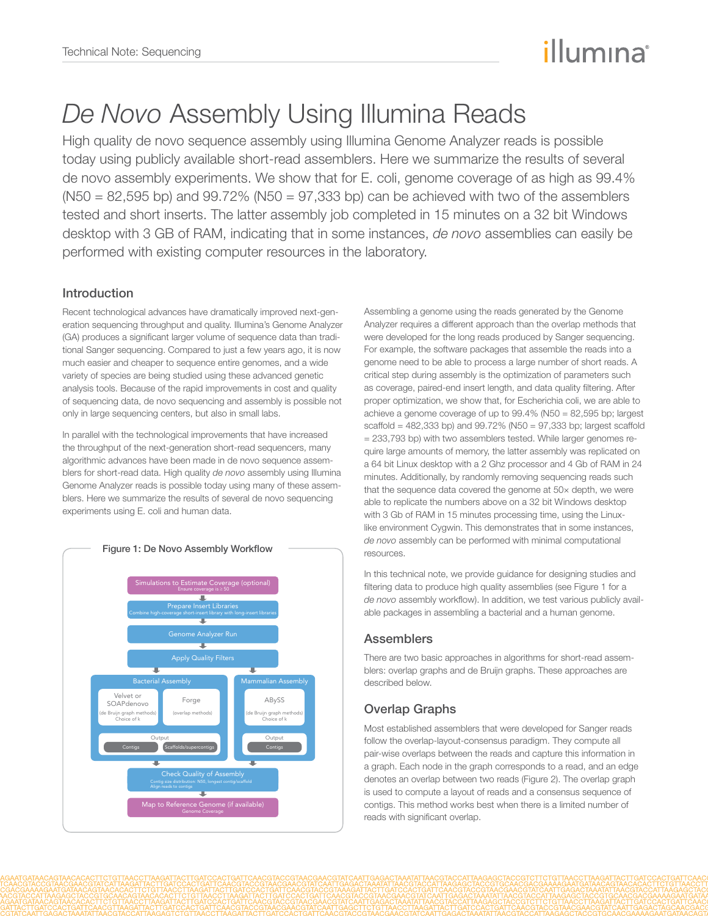# *De Novo* Assembly Using Illumina Reads

High quality de novo sequence assembly using Illumina Genome Analyzer reads is possible today using publicly available short-read assemblers. Here we summarize the results of several de novo assembly experiments. We show that for E. coli, genome coverage of as high as 99.4% (N50 = 82,595 bp) and 99.72% (N50 = 97,333 bp) can be achieved with two of the assemblers tested and short inserts. The latter assembly job completed in 15 minutes on a 32 bit Windows desktop with 3 GB of RAM, indicating that in some instances, *de novo* assemblies can easily be performed with existing computer resources in the laboratory.

## Introduction

Recent technological advances have dramatically improved next-generation sequencing throughput and quality. Illumina's Genome Analyzer (GA) produces a significant larger volume of sequence data than traditional Sanger sequencing. Compared to just a few years ago, it is now much easier and cheaper to sequence entire genomes, and a wide variety of species are being studied using these advanced genetic analysis tools. Because of the rapid improvements in cost and quality of sequencing data, de novo sequencing and assembly is possible not only in large sequencing centers, but also in small labs.

In parallel with the technological improvements that have increased the throughput of the next-generation short-read sequencers, many algorithmic advances have been made in de novo sequence assemblers for short-read data. High quality *de novo* assembly using Illumina Genome Analyzer reads is possible today using many of these assemblers. Here we summarize the results of several de novo sequencing experiments using E. coli and human data.

**Figure 1: De Novo Assembly Workflow**

- Simulations to Estimate Coverage (optional) — Ensure coverage is ≥ 50
- Prepare Insert Libraries — Combine high-coverage short-insert library with long-insert libraries
- Genome Analyzer Run
- Apply Quality Filters
- Bacterial Assembly
  - Velvet or SOAPdenovo (de Bruijn graph methods) Choice of k
  - Forge (overlap methods)
  - Output: Contigs; Scaffolds/supercontigs
- Mammalian Assembly
  - ABySS (de Bruijn graph methods) Choice of k
  - Output: Contigs
- Check Quality of Assembly — Contig size distribution: N50, longest contig/scaffold; Align reads to contigs
- Map to Reference Genome (if available) — Genome Coverage

Assembling a genome using the reads generated by the Genome Analyzer requires a different approach than the overlap methods that were developed for the long reads produced by Sanger sequencing. For example, the software packages that assemble the reads into a genome need to be able to process a large number of short reads. A critical step during assembly is the optimization of parameters such as coverage, paired-end insert length, and data quality filtering. After proper optimization, we show that, for Escherichia coli, we are able to achieve a genome coverage of up to 99.4% (N50 = 82,595 bp; largest scaffold = 482,333 bp) and 99.72% (N50 = 97,333 bp; largest scaffold = 233,793 bp) with two assemblers tested. While larger genomes require large amounts of memory, the latter assembly was replicated on a 64 bit Linux desktop with a 2 Ghz processor and 4 Gb of RAM in 24 minutes. Additionally, by randomly removing sequencing reads such that the sequence data covered the genome at 50× depth, we were able to replicate the numbers above on a 32 bit Windows desktop with 3 Gb of RAM in 15 minutes processing time, using the Linux-like environment Cygwin. This demonstrates that in some instances, *de novo* assembly can be performed with minimal computational resources.

In this technical note, we provide guidance for designing studies and filtering data to produce high quality assemblies (see Figure 1 for a *de novo* assembly workflow). In addition, we test various publicly available packages in assembling a bacterial and a human genome.

## Assemblers

There are two basic approaches in algorithms for short-read assemblers: overlap graphs and de Bruijn graphs. These approaches are described below.

## Overlap Graphs

Most established assemblers that were developed for Sanger reads follow the overlap-layout-consensus paradigm. They compute all pair-wise overlaps between the reads and capture this information in a graph. Each node in the graph corresponds to a read, and an edge denotes an overlap between two reads (Figure 2). The overlap graph is used to compute a layout of reads and a consensus sequence of contigs. This method works best when there is a limited number of reads with significant overlap.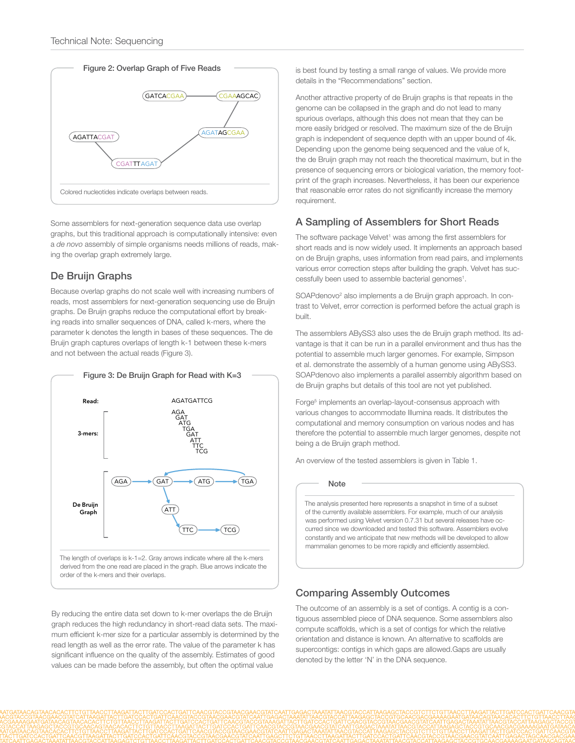**Figure 2: Overlap Graph of Five Reads**

GATCACCGAA — CGAAAGCAC — AGATAGCGAA — CGATTTAGAT — AGATTACGAT

Colored nucleotides indicate overlaps between reads.

Some assemblers for next-generation sequence data use overlap graphs, but this traditional approach is computationally intensive: even a *de novo* assembly of simple organisms needs millions of reads, making the overlap graph extremely large.

## De Bruijn Graphs

Because overlap graphs do not scale well with increasing numbers of reads, most assemblers for next-generation sequencing use de Bruijn graphs. De Bruijn graphs reduce the computational effort by breaking reads into smaller sequences of DNA, called k-mers, where the parameter k denotes the length in bases of these sequences. The de Bruijn graph captures overlaps of length k-1 between these k-mers and not between the actual reads (Figure 3).

**Figure 3: De Bruijn Graph for Read with K=3**

**Read:** AGATGATTCG

**3-mers:** AGA, GAT, ATG, TGA, GAT, ATT, TTC, TCG

**De Bruijn Graph:** AGA → GAT → ATG → TGA → GAT; GAT → ATT → TTC → TCG

The length of overlaps is k-1=2. Gray arrows indicate where all the k-mers derived from the one read are placed in the graph. Blue arrows indicate the order of the k-mers and their overlaps.

By reducing the entire data set down to k-mer overlaps the de Bruijn graph reduces the high redundancy in short-read data sets. The maximum efficient k-mer size for a particular assembly is determined by the read length as well as the error rate. The value of the parameter k has significant influence on the quality of the assembly. Estimates of good values can be made before the assembly, but often the optimal value is best found by testing a small range of values. We provide more details in the "Recommendations" section.

Another attractive property of de Bruijn graphs is that repeats in the genome can be collapsed in the graph and do not lead to many spurious overlaps, although this does not mean that they can be more easily bridged or resolved. The maximum size of the de Bruijn graph is independent of sequence depth with an upper bound of 4k. Depending upon the genome being sequenced and the value of k, the de Bruijn graph may not reach the theoretical maximum, but in the presence of sequencing errors or biological variation, the memory footprint of the graph increases. Nevertheless, it has been our experience that reasonable error rates do not significantly increase the memory requirement.

## A Sampling of Assemblers for Short Reads

The software package Velvet[1] was among the first assemblers for short reads and is now widely used. It implements an approach based on de Bruijn graphs, uses information from read pairs, and implements various error correction steps after building the graph. Velvet has successfully been used to assemble bacterial genomes[1].

SOAPdenovo[2] also implements a de Bruijn graph approach. In contrast to Velvet, error correction is performed before the actual graph is built.

The assemblers ABySS3 also uses the de Bruijn graph method. Its advantage is that it can be run in a parallel environment and thus has the potential to assemble much larger genomes. For example, Simpson et al. demonstrate the assembly of a human genome using ABySS3. SOAPdenovo also implements a parallel assembly algorithm based on de Bruijn graphs but details of this tool are not yet published.

Forge[5] implements an overlap-layout-consensus approach with various changes to accommodate Illumina reads. It distributes the computational and memory consumption on various nodes and has therefore the potential to assemble much larger genomes, despite not being a de Bruijn graph method.

An overview of the tested assemblers is given in Table 1.

> **Note**
>
> The analysis presented here represents a snapshot in time of a subset of the currently available assemblers. For example, much of our analysis was performed using Velvet version 0.7.31 but several releases have occurred since we downloaded and tested this software. Assemblers evolve constantly and we anticipate that new methods will be developed to allow mammalian genomes to be more rapidly and efficiently assembled.

## Comparing Assembly Outcomes

The outcome of an assembly is a set of contigs. A contig is a contiguous assembled piece of DNA sequence. Some assemblers also compute scaffolds, which is a set of contigs for which the relative orientation and distance is known. An alternative to scaffolds are supercontigs: contigs in which gaps are allowed.Gaps are usually denoted by the letter 'N' in the DNA sequence.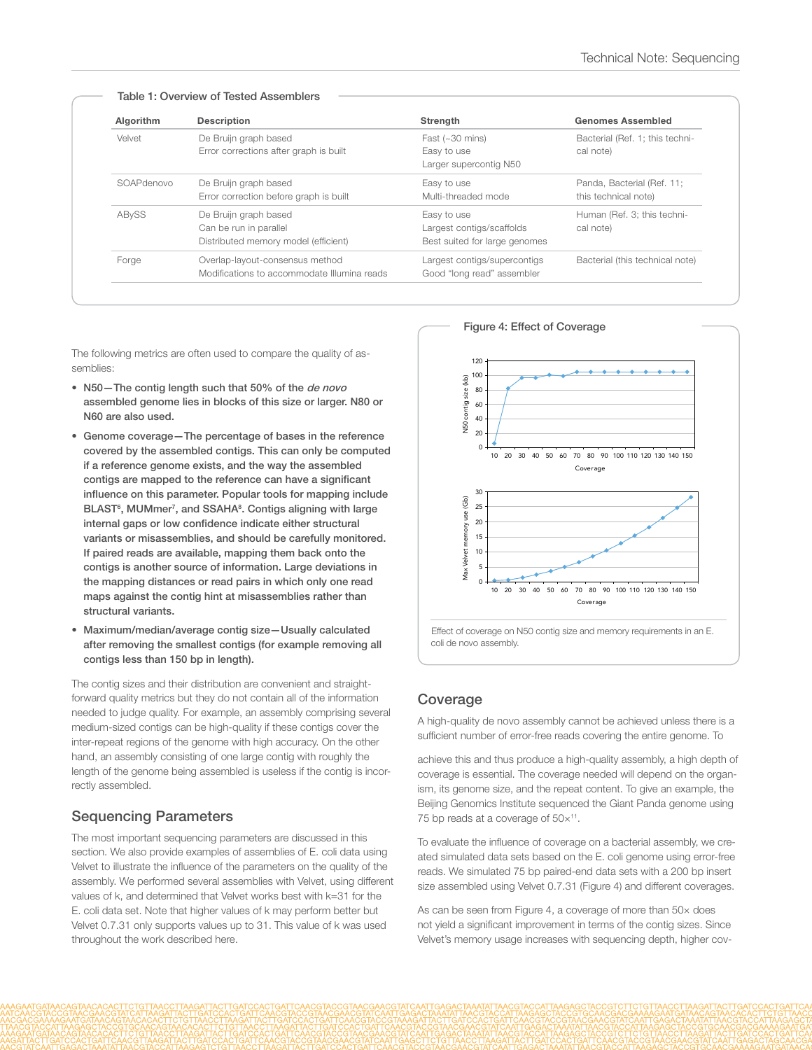### Table 1: Overview of Tested Assemblers

| Algorithm | Description | Strength | Genomes Assembled |
|---|---|---|---|
| Velvet | De Bruijn graph based<br>Error corrections after graph is built | Fast (~30 mins)<br>Easy to use<br>Larger supercontig N50 | Bacterial (Ref. 1; this technical note) |
| SOAPdenovo | De Bruijn graph based<br>Error correction before graph is built | Easy to use<br>Multi-threaded mode | Panda, Bacterial (Ref. 11; this technical note) |
| ABySS | De Bruijn graph based<br>Can be run in parallel<br>Distributed memory model (efficient) | Easy to use<br>Largest contigs/scaffolds<br>Best suited for large genomes | Human (Ref. 3; this technical note) |
| Forge | Overlap-layout-consensus method<br>Modifications to accommodate Illumina reads | Largest contigs/supercontigs<br>Good "long read" assembler | Bacterial (this technical note) |

The following metrics are often used to compare the quality of assemblies:

- **N50—The contig length such that 50% of the *de novo* assembled genome lies in blocks of this size or larger. N80 or N60 are also used.**
- **Genome coverage—The percentage of bases in the reference covered by the assembled contigs. This can only be computed if a reference genome exists, and the way the assembled contigs are mapped to the reference can have a significant influence on this parameter. Popular tools for mapping include BLAST[6], MUMmer[7], and SSAHA[8]. Contigs aligning with large internal gaps or low confidence indicate either structural variants or misassemblies, and should be carefully monitored. If paired reads are available, mapping them back onto the contigs is another source of information. Large deviations in the mapping distances or read pairs in which only one read maps against the contig hint at misassemblies rather than structural variants.**
- **Maximum/median/average contig size—Usually calculated after removing the smallest contigs (for example removing all contigs less than 150 bp in length).**

The contig sizes and their distribution are convenient and straightforward quality metrics but they do not contain all of the information needed to judge quality. For example, an assembly comprising several medium-sized contigs can be high-quality if these contigs cover the inter-repeat regions of the genome with high accuracy. On the other hand, an assembly consisting of one large contig with roughly the length of the genome being assembled is useless if the contig is incorrectly assembled.

## Sequencing Parameters

The most important sequencing parameters are discussed in this section. We also provide examples of assemblies of E. coli data using Velvet to illustrate the influence of the parameters on the quality of the assembly. We performed several assemblies with Velvet, using different values of k, and determined that Velvet works best with k=31 for the E. coli data set. Note that higher values of k may perform better but Velvet 0.7.31 only supports values up to 31. This value of k was used throughout the work described here.

### Figure 4: Effect of Coverage

Effect of coverage on N50 contig size and memory requirements in an E. coli de novo assembly.

## Coverage

A high-quality de novo assembly cannot be achieved unless there is a sufficient number of error-free reads covering the entire genome. To achieve this and thus produce a high-quality assembly, a high depth of coverage is essential. The coverage needed will depend on the organism, its genome size, and the repeat content. To give an example, the Beijing Genomics Institute sequenced the Giant Panda genome using 75 bp reads at a coverage of 50×[11].

To evaluate the influence of coverage on a bacterial assembly, we created simulated data sets based on the E. coli genome using error-free reads. We simulated 75 bp paired-end data sets with a 200 bp insert size assembled using Velvet 0.7.31 (Figure 4) and different coverages.

As can be seen from Figure 4, a coverage of more than 50× does not yield a significant improvement in terms of the contig sizes. Since Velvet's memory usage increases with sequencing depth, higher cov-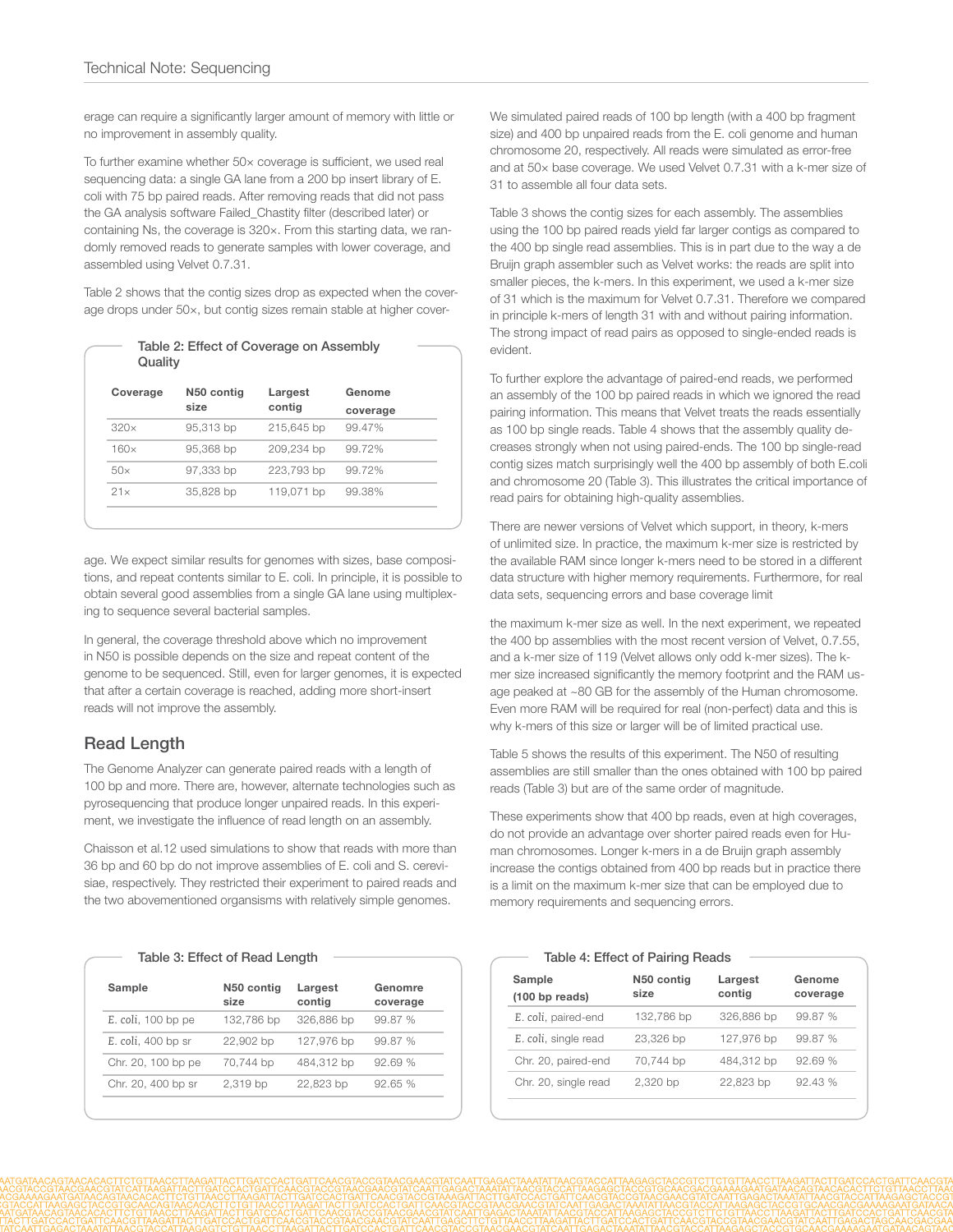erage can require a significantly larger amount of memory with little or no improvement in assembly quality.

To further examine whether 50× coverage is sufficient, we used real sequencing data: a single GA lane from a 200 bp insert library of E. coli with 75 bp paired reads. After removing reads that did not pass the GA analysis software Failed_Chastity filter (described later) or containing Ns, the coverage is 320×. From this starting data, we randomly removed reads to generate samples with lower coverage, and assembled using Velvet 0.7.31.

Table 2 shows that the contig sizes drop as expected when the coverage drops under 50×, but contig sizes remain stable at higher coverage. We expect similar results for genomes with sizes, base compositions, and repeat contents similar to E. coli. In principle, it is possible to obtain several good assemblies from a single GA lane using multiplexing to sequence several bacterial samples.

Table 2: Effect of Coverage on Assembly Quality

| Coverage | N50 contig size | Largest contig | Genome coverage |
|---|---|---|---|
| 320× | 95,313 bp | 215,645 bp | 99.47% |
| 160× | 95,368 bp | 209,234 bp | 99.72% |
| 50× | 97,333 bp | 223,793 bp | 99.72% |
| 21× | 35,828 bp | 119,071 bp | 99.38% |

In general, the coverage threshold above which no improvement in N50 is possible depends on the size and repeat content of the genome to be sequenced. Still, even for larger genomes, it is expected that after a certain coverage is reached, adding more short-insert reads will not improve the assembly.

## Read Length

The Genome Analyzer can generate paired reads with a length of 100 bp and more. There are, however, alternate technologies such as pyrosequencing that produce longer unpaired reads. In this experiment, we investigate the influence of read length on an assembly.

Chaisson et al.[12] used simulations to show that reads with more than 36 bp and 60 bp do not improve assemblies of E. coli and S. cerevisiae, respectively. They restricted their experiment to paired reads and the two abovementioned organsisms with relatively simple genomes.

We simulated paired reads of 100 bp length (with a 400 bp fragment size) and 400 bp unpaired reads from the E. coli genome and human chromosome 20, respectively. All reads were simulated as error-free and at 50× base coverage. We used Velvet 0.7.31 with a k-mer size of 31 to assemble all four data sets.

Table 3 shows the contig sizes for each assembly. The assemblies using the 100 bp paired reads yield far larger contigs as compared to the 400 bp single read assemblies. This is in part due to the way a de Bruijn graph assembler such as Velvet works: the reads are split into smaller pieces, the k-mers. In this experiment, we used a k-mer size of 31 which is the maximum for Velvet 0.7.31. Therefore we compared in principle k-mers of length 31 with and without pairing information. The strong impact of read pairs as opposed to single-ended reads is evident.

To further explore the advantage of paired-end reads, we performed an assembly of the 100 bp paired reads in which we ignored the read pairing information. This means that Velvet treats the reads essentially as 100 bp single reads. Table 4 shows that the assembly quality decreases strongly when not using paired-ends. The 100 bp single-read contig sizes match surprisingly well the 400 bp assembly of both E.coli and chromosome 20 (Table 3). This illustrates the critical importance of read pairs for obtaining high-quality assemblies.

There are newer versions of Velvet which support, in theory, k-mers of unlimited size. In practice, the maximum k-mer size is restricted by the available RAM since longer k-mers need to be stored in a different data structure with higher memory requirements. Furthermore, for real data sets, sequencing errors and base coverage limit the maximum k-mer size as well. In the next experiment, we repeated the 400 bp assemblies with the most recent version of Velvet, 0.7.55, and a k-mer size of 119 (Velvet allows only odd k-mer sizes). The k-mer size increased significantly the memory footprint and the RAM usage peaked at ~80 GB for the assembly of the Human chromosome. Even more RAM will be required for real (non-perfect) data and this is why k-mers of this size or larger will be of limited practical use.

Table 5 shows the results of this experiment. The N50 of resulting assemblies are still smaller than the ones obtained with 100 bp paired reads (Table 3) but are of the same order of magnitude.

These experiments show that 400 bp reads, even at high coverages, do not provide an advantage over shorter paired reads even for Human chromosomes. Longer k-mers in a de Bruijn graph assembly increase the contigs obtained from 400 bp reads but in practice there is a limit on the maximum k-mer size that can be employed due to memory requirements and sequencing errors.

Table 3: Effect of Read Length

| Sample | N50 contig size | Largest contig | Genomre coverage |
|---|---|---|---|
| *E. coli*, 100 bp pe | 132,786 bp | 326,886 bp | 99.87 % |
| *E. coli*, 400 bp sr | 22,902 bp | 127,976 bp | 99.87 % |
| Chr. 20, 100 bp pe | 70,744 bp | 484,312 bp | 92.69 % |
| Chr. 20, 400 bp sr | 2,319 bp | 22,823 bp | 92.65 % |

Table 4: Effect of Pairing Reads

| Sample (100 bp reads) | N50 contig size | Largest contig | Genome coverage |
|---|---|---|---|
| *E. coli*, paired-end | 132,786 bp | 326,886 bp | 99.87 % |
| *E. coli*, single read | 23,326 bp | 127,976 bp | 99.87 % |
| Chr. 20, paired-end | 70,744 bp | 484,312 bp | 92.69 % |
| Chr. 20, single read | 2,320 bp | 22,823 bp | 92.43 % |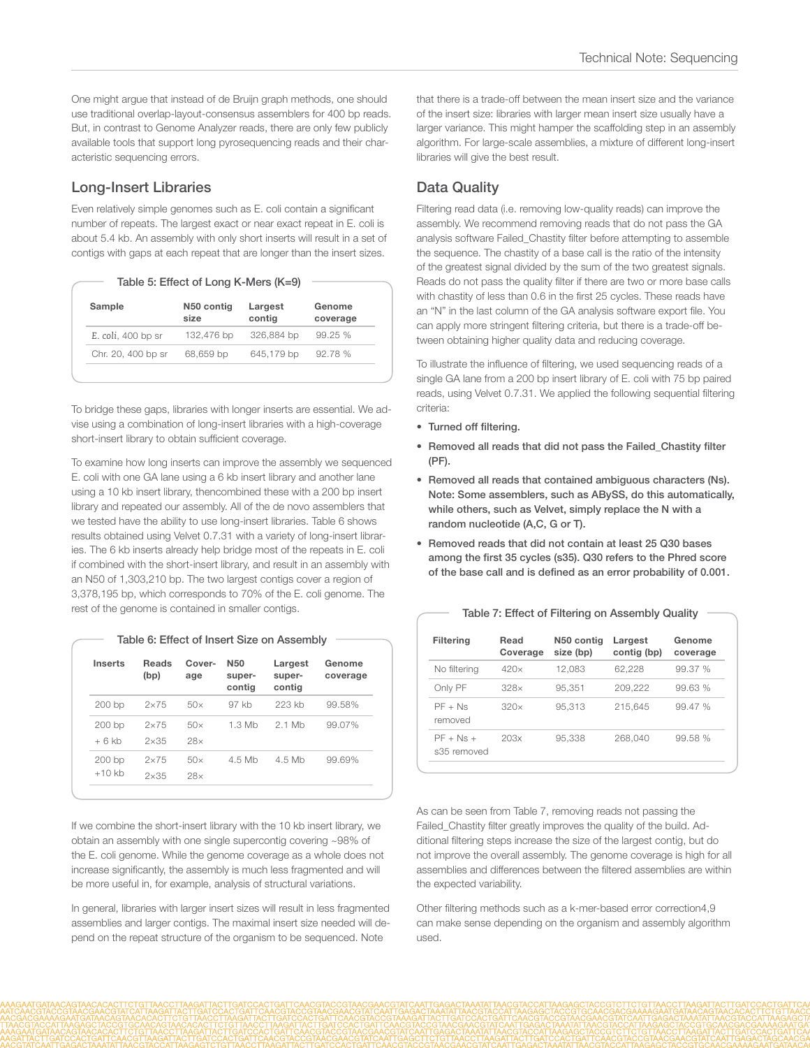One might argue that instead of de Bruijn graph methods, one should use traditional overlap-layout-consensus assemblers for 400 bp reads. But, in contrast to Genome Analyzer reads, there are only few publicly available tools that support long pyrosequencing reads and their characteristic sequencing errors.

## Long-Insert Libraries

Even relatively simple genomes such as E. coli contain a significant number of repeats. The largest exact or near exact repeat in E. coli is about 5.4 kb. An assembly with only short inserts will result in a set of contigs with gaps at each repeat that are longer than the insert sizes.

Table 5: Effect of Long K-Mers (K=9)

| Sample | N50 contig size | Largest contig | Genome coverage |
|---|---|---|---|
| *E. coli*, 400 bp sr | 132,476 bp | 326,884 bp | 99.25 % |
| Chr. 20, 400 bp sr | 68,659 bp | 645,179 bp | 92.78 % |

To bridge these gaps, libraries with longer inserts are essential. We advise using a combination of long-insert libraries with a high-coverage short-insert library to obtain sufficient coverage.

To examine how long inserts can improve the assembly we sequenced E. coli with one GA lane using a 6 kb insert library and another lane using a 10 kb insert library, thencombined these with a 200 bp insert library and repeated our assembly. All of the de novo assemblers that we tested have the ability to use long-insert libraries. Table 6 shows results obtained using Velvet 0.7.31 with a variety of long-insert libraries. The 6 kb inserts already help bridge most of the repeats in E. coli if combined with the short-insert library, and result in an assembly with an N50 of 1,303,210 bp. The two largest contigs cover a region of 3,378,195 bp, which corresponds to 70% of the E. coli genome. The rest of the genome is contained in smaller contigs.

Table 6: Effect of Insert Size on Assembly

| Inserts | Reads (bp) | Coverage | N50 supercontig | Largest supercontig | Genome coverage |
|---|---|---|---|---|---|
| 200 bp | 2×75 | 50× | 97 kb | 223 kb | 99.58% |
| 200 bp + 6 kb | 2×75 2×35 | 50× 28× | 1.3 Mb | 2.1 Mb | 99.07% |
| 200 bp +10 kb | 2×75 2×35 | 50× 28× | 4.5 Mb | 4.5 Mb | 99.69% |

If we combine the short-insert library with the 10 kb insert library, we obtain an assembly with one single supercontig covering ~98% of the E. coli genome. While the genome coverage as a whole does not increase significantly, the assembly is much less fragmented and will be more useful in, for example, analysis of structural variations.

In general, libraries with larger insert sizes will result in less fragmented assemblies and larger contigs. The maximal insert size needed will depend on the repeat structure of the organism to be sequenced. Note that there is a trade-off between the mean insert size and the variance of the insert size: libraries with larger mean insert size usually have a larger variance. This might hamper the scaffolding step in an assembly algorithm. For large-scale assemblies, a mixture of different long-insert libraries will give the best result.

## Data Quality

Filtering read data (i.e. removing low-quality reads) can improve the assembly. We recommend removing reads that do not pass the GA analysis software Failed_Chastity filter before attempting to assemble the sequence. The chastity of a base call is the ratio of the intensity of the greatest signal divided by the sum of the two greatest signals. Reads do not pass the quality filter if there are two or more base calls with chastity of less than 0.6 in the first 25 cycles. These reads have an "N" in the last column of the GA analysis software export file. You can apply more stringent filtering criteria, but there is a trade-off between obtaining higher quality data and reducing coverage.

To illustrate the influence of filtering, we used sequencing reads of a single GA lane from a 200 bp insert library of E. coli with 75 bp paired reads, using Velvet 0.7.31. We applied the following sequential filtering criteria:

- **Turned off filtering.**
- **Removed all reads that did not pass the Failed_Chastity filter (PF).**
- **Removed all reads that contained ambiguous characters (Ns). Note: Some assemblers, such as ABySS, do this automatically, while others, such as Velvet, simply replace the N with a random nucleotide (A,C, G or T).**
- **Removed reads that did not contain at least 25 Q30 bases among the first 35 cycles (s35). Q30 refers to the Phred score of the base call and is defined as an error probability of 0.001.**

Table 7: Effect of Filtering on Assembly Quality

| Filtering | Read Coverage | N50 contig size (bp) | Largest contig (bp) | Genome coverage |
|---|---|---|---|---|
| No filtering | 420× | 12,083 | 62,228 | 99.37 % |
| Only PF | 328× | 95,351 | 209,222 | 99.63 % |
| PF + Ns removed | 320× | 95,313 | 215,645 | 99.47 % |
| PF + Ns + s35 removed | 203x | 95,338 | 268,040 | 99.58 % |

As can be seen from Table 7, removing reads not passing the Failed_Chastity filter greatly improves the quality of the build. Additional filtering steps increase the size of the largest contig, but do not improve the overall assembly. The genome coverage is high for all assemblies and differences between the filtered assemblies are within the expected variability.

Other filtering methods such as a k-mer-based error correction[4,9] can make sense depending on the organism and assembly algorithm used.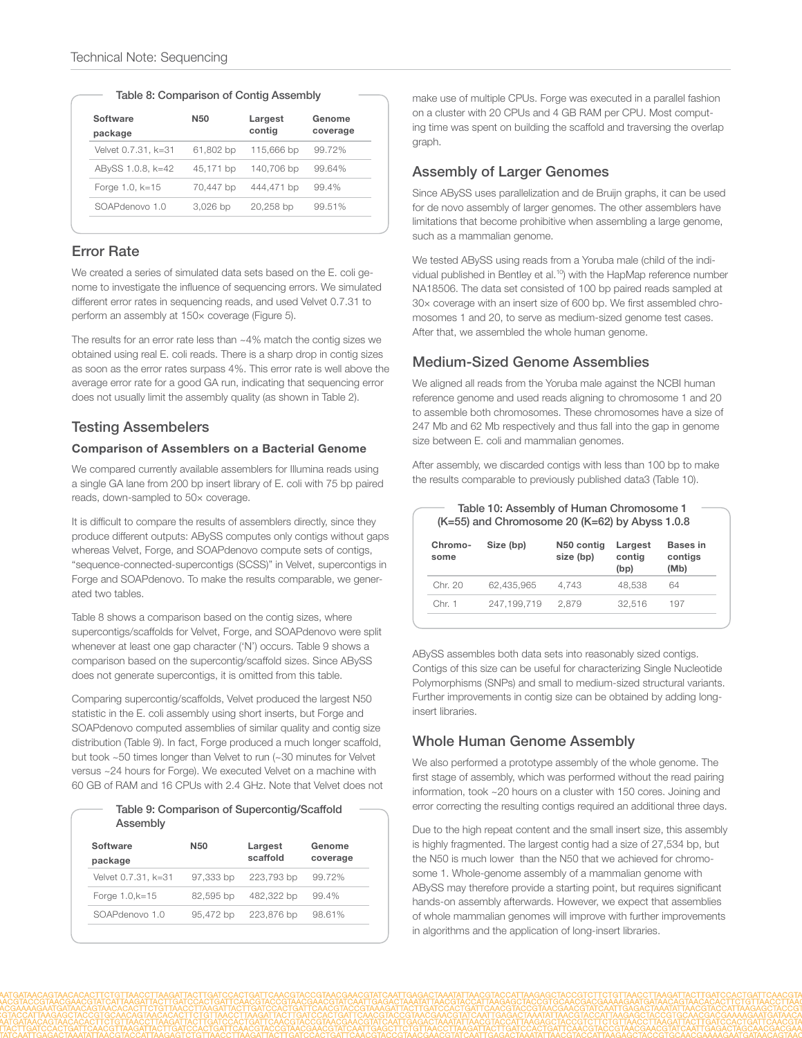**Table 8: Comparison of Contig Assembly**

| Software package | N50 | Largest contig | Genome coverage |
|---|---|---|---|
| Velvet 0.7.31, k=31 | 61,802 bp | 115,666 bp | 99.72% |
| ABySS 1.0.8, k=42 | 45,171 bp | 140,706 bp | 99.64% |
| Forge 1.0, k=15 | 70,447 bp | 444,471 bp | 99.4% |
| SOAPdenovo 1.0 | 3,026 bp | 20,258 bp | 99.51% |

## Error Rate

We created a series of simulated data sets based on the E. coli genome to investigate the influence of sequencing errors. We simulated different error rates in sequencing reads, and used Velvet 0.7.31 to perform an assembly at 150× coverage (Figure 5).

The results for an error rate less than ~4% match the contig sizes we obtained using real E. coli reads. There is a sharp drop in contig sizes as soon as the error rates surpass 4%. This error rate is well above the average error rate for a good GA run, indicating that sequencing error does not usually limit the assembly quality (as shown in Table 2).

## Testing Assembelers

### Comparison of Assemblers on a Bacterial Genome

We compared currently available assemblers for Illumina reads using a single GA lane from 200 bp insert library of E. coli with 75 bp paired reads, down-sampled to 50× coverage.

It is difficult to compare the results of assemblers directly, since they produce different outputs: ABySS computes only contigs without gaps whereas Velvet, Forge, and SOAPdenovo compute sets of contigs, "sequence-connected-supercontigs (SCSS)" in Velvet, supercontigs in Forge and SOAPdenovo. To make the results comparable, we generated two tables.

Table 8 shows a comparison based on the contig sizes, where supercontigs/scaffolds for Velvet, Forge, and SOAPdenovo were split whenever at least one gap character ('N') occurs. Table 9 shows a comparison based on the supercontig/scaffold sizes. Since ABySS does not generate supercontigs, it is omitted from this table.

Comparing supercontig/scaffolds, Velvet produced the largest N50 statistic in the E. coli assembly using short inserts, but Forge and SOAPdenovo computed assemblies of similar quality and contig size distribution (Table 9). In fact, Forge produced a much longer scaffold, but took ~50 times longer than Velvet to run (~30 minutes for Velvet versus ~24 hours for Forge). We executed Velvet on a machine with 60 GB of RAM and 16 CPUs with 2.4 GHz. Note that Velvet does not make use of multiple CPUs. Forge was executed in a parallel fashion on a cluster with 20 CPUs and 4 GB RAM per CPU. Most computing time was spent on building the scaffold and traversing the overlap graph.

**Table 9: Comparison of Supercontig/Scaffold Assembly**

| Software package | N50 | Largest scaffold | Genome coverage |
|---|---|---|---|
| Velvet 0.7.31, k=31 | 97,333 bp | 223,793 bp | 99.72% |
| Forge 1.0,k=15 | 82,595 bp | 482,322 bp | 99.4% |
| SOAPdenovo 1.0 | 95,472 bp | 223,876 bp | 98.61% |

## Assembly of Larger Genomes

Since ABySS uses parallelization and de Bruijn graphs, it can be used for de novo assembly of larger genomes. The other assemblers have limitations that become prohibitive when assembling a large genome, such as a mammalian genome.

We tested ABySS using reads from a Yoruba male (child of the individual published in Bentley et al.[10]) with the HapMap reference number NA18506. The data set consisted of 100 bp paired reads sampled at 30× coverage with an insert size of 600 bp. We first assembled chromosomes 1 and 20, to serve as medium-sized genome test cases. After that, we assembled the whole human genome.

## Medium-Sized Genome Assemblies

We aligned all reads from the Yoruba male against the NCBI human reference genome and used reads aligning to chromosome 1 and 20 to assemble both chromosomes. These chromosomes have a size of 247 Mb and 62 Mb respectively and thus fall into the gap in genome size between E. coli and mammalian genomes.

After assembly, we discarded contigs with less than 100 bp to make the results comparable to previously published data3 (Table 10).

**Table 10: Assembly of Human Chromosome 1 (K=55) and Chromosome 20 (K=62) by Abyss 1.0.8**

| Chromosome | Size (bp) | N50 contig size (bp) | Largest contig (bp) | Bases in contigs (Mb) |
|---|---|---|---|---|
| Chr. 20 | 62,435,965 | 4,743 | 48,538 | 64 |
| Chr. 1 | 247,199,719 | 2,879 | 32,516 | 197 |

ABySS assembles both data sets into reasonably sized contigs. Contigs of this size can be useful for characterizing Single Nucleotide Polymorphisms (SNPs) and small to medium-sized structural variants. Further improvements in contig size can be obtained by adding long-insert libraries.

## Whole Human Genome Assembly

We also performed a prototype assembly of the whole genome. The first stage of assembly, which was performed without the read pairing information, took ~20 hours on a cluster with 150 cores. Joining and error correcting the resulting contigs required an additional three days.

Due to the high repeat content and the small insert size, this assembly is highly fragmented. The largest contig had a size of 27,534 bp, but the N50 is much lower than the N50 that we achieved for chromosome 1. Whole-genome assembly of a mammalian genome with ABySS may therefore provide a starting point, but requires significant hands-on assembly afterwards. However, we expect that assemblies of whole mammalian genomes will improve with further improvements in algorithms and the application of long-insert libraries.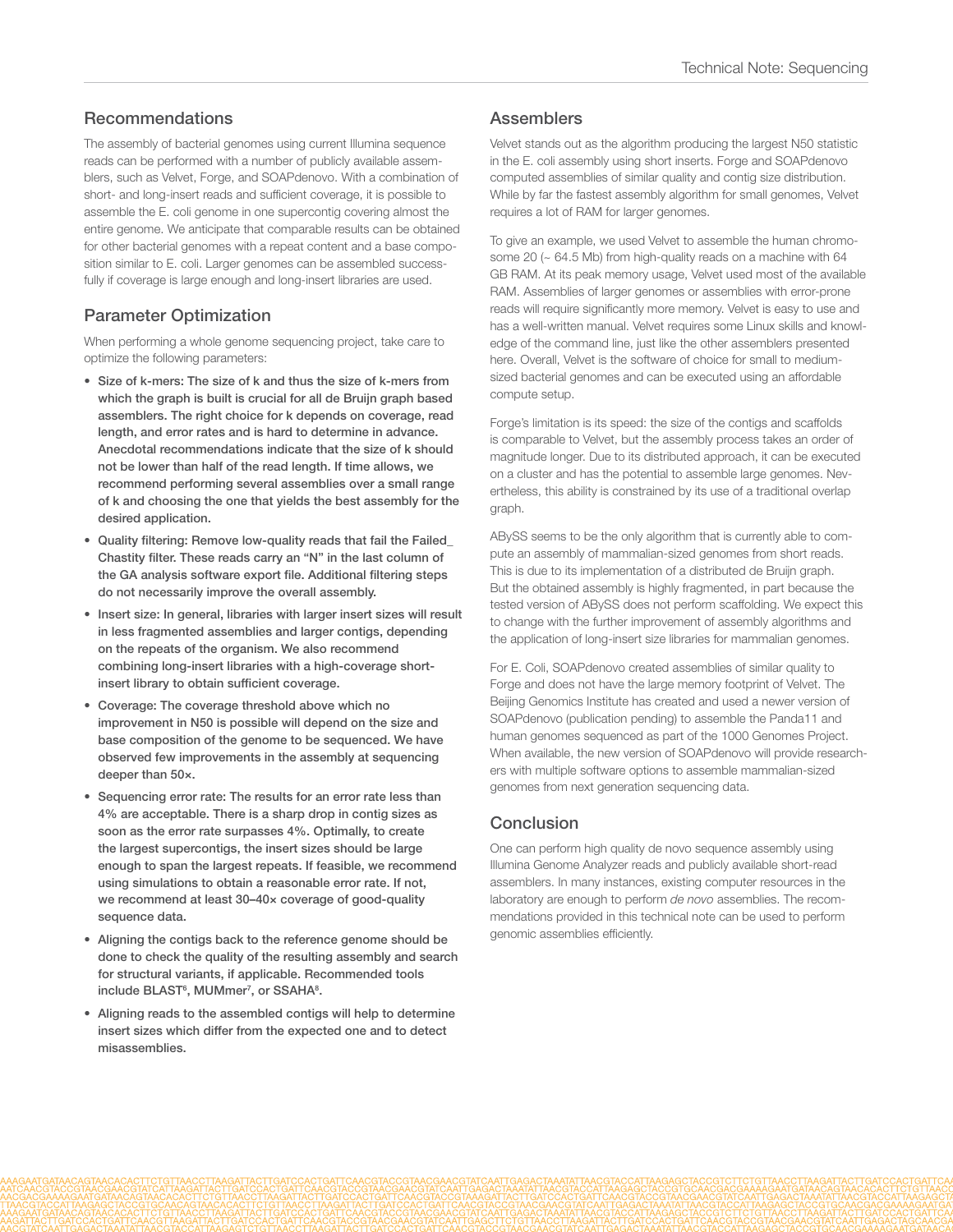## Recommendations

The assembly of bacterial genomes using current Illumina sequence reads can be performed with a number of publicly available assemblers, such as Velvet, Forge, and SOAPdenovo. With a combination of short- and long-insert reads and sufficient coverage, it is possible to assemble the E. coli genome in one supercontig covering almost the entire genome. We anticipate that comparable results can be obtained for other bacterial genomes with a repeat content and a base composition similar to E. coli. Larger genomes can be assembled successfully if coverage is large enough and long-insert libraries are used.

## Parameter Optimization

When performing a whole genome sequencing project, take care to optimize the following parameters:

- **Size of k-mers: The size of k and thus the size of k-mers from which the graph is built is crucial for all de Bruijn graph based assemblers. The right choice for k depends on coverage, read length, and error rates and is hard to determine in advance. Anecdotal recommendations indicate that the size of k should not be lower than half of the read length. If time allows, we recommend performing several assemblies over a small range of k and choosing the one that yields the best assembly for the desired application.**
- **Quality filtering: Remove low-quality reads that fail the Failed_Chastity filter. These reads carry an "N" in the last column of the GA analysis software export file. Additional filtering steps do not necessarily improve the overall assembly.**
- **Insert size: In general, libraries with larger insert sizes will result in less fragmented assemblies and larger contigs, depending on the repeats of the organism. We also recommend combining long-insert libraries with a high-coverage short-insert library to obtain sufficient coverage.**
- **Coverage: The coverage threshold above which no improvement in N50 is possible will depend on the size and base composition of the genome to be sequenced. We have observed few improvements in the assembly at sequencing deeper than 50×.**
- **Sequencing error rate: The results for an error rate less than 4% are acceptable. There is a sharp drop in contig sizes as soon as the error rate surpasses 4%. Optimally, to create the largest supercontigs, the insert sizes should be large enough to span the largest repeats. If feasible, we recommend using simulations to obtain a reasonable error rate. If not, we recommend at least 30–40× coverage of good-quality sequence data.**
- **Aligning the contigs back to the reference genome should be done to check the quality of the resulting assembly and search for structural variants, if applicable. Recommended tools include BLAST[6], MUMmer[7], or SSAHA[8].**
- **Aligning reads to the assembled contigs will help to determine insert sizes which differ from the expected one and to detect misassemblies.**

## Assemblers

Velvet stands out as the algorithm producing the largest N50 statistic in the E. coli assembly using short inserts. Forge and SOAPdenovo computed assemblies of similar quality and contig size distribution. While by far the fastest assembly algorithm for small genomes, Velvet requires a lot of RAM for larger genomes.

To give an example, we used Velvet to assemble the human chromosome 20 (~ 64.5 Mb) from high-quality reads on a machine with 64 GB RAM. At its peak memory usage, Velvet used most of the available RAM. Assemblies of larger genomes or assemblies with error-prone reads will require significantly more memory. Velvet is easy to use and has a well-written manual. Velvet requires some Linux skills and knowledge of the command line, just like the other assemblers presented here. Overall, Velvet is the software of choice for small to medium-sized bacterial genomes and can be executed using an affordable compute setup.

Forge's limitation is its speed: the size of the contigs and scaffolds is comparable to Velvet, but the assembly process takes an order of magnitude longer. Due to its distributed approach, it can be executed on a cluster and has the potential to assemble large genomes. Nevertheless, this ability is constrained by its use of a traditional overlap graph.

ABySS seems to be the only algorithm that is currently able to compute an assembly of mammalian-sized genomes from short reads. This is due to its implementation of a distributed de Bruijn graph. But the obtained assembly is highly fragmented, in part because the tested version of ABySS does not perform scaffolding. We expect this to change with the further improvement of assembly algorithms and the application of long-insert size libraries for mammalian genomes.

For E. Coli, SOAPdenovo created assemblies of similar quality to Forge and does not have the large memory footprint of Velvet. The Beijing Genomics Institute has created and used a newer version of SOAPdenovo (publication pending) to assemble the Panda11 and human genomes sequenced as part of the 1000 Genomes Project. When available, the new version of SOAPdenovo will provide researchers with multiple software options to assemble mammalian-sized genomes from next generation sequencing data.

## Conclusion

One can perform high quality de novo sequence assembly using Illumina Genome Analyzer reads and publicly available short-read assemblers. In many instances, existing computer resources in the laboratory are enough to perform *de novo* assemblies. The recommendations provided in this technical note can be used to perform genomic assemblies efficiently.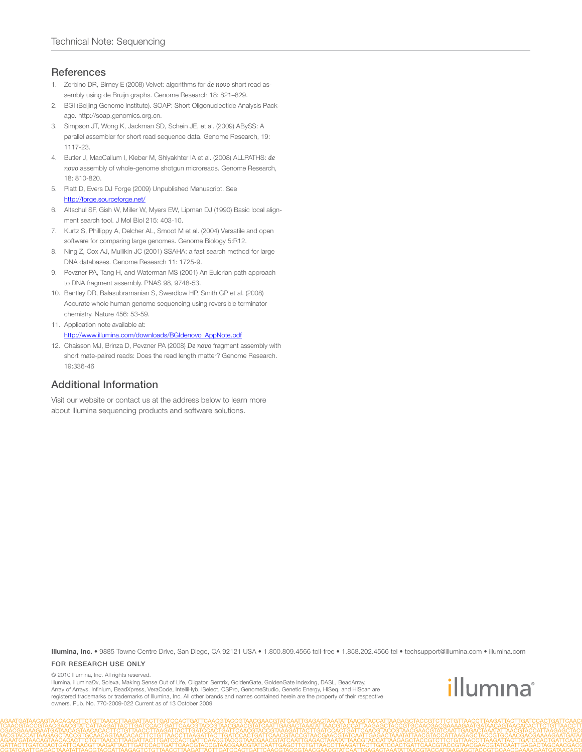## References

1. Zerbino DR, Birney E (2008) Velvet: algorithms for *de novo* short read assembly using de Bruijn graphs. Genome Research 18: 821–829.
2. BGI (Beijing Genome Institute). SOAP: Short Oligonucleotide Analysis Package. http://soap.genomics.org.cn.
3. Simpson JT, Wong K, Jackman SD, Schein JE, et al. (2009) ABySS: A parallel assembler for short read sequence data. Genome Research, 19: 1117-23.
4. Butler J, MacCallum I, Kleber M, Shlyakhter IA et al. (2008) ALLPATHS: *de novo* assembly of whole-genome shotgun microreads. Genome Research, 18: 810-820.
5. Platt D, Evers DJ Forge (2009) Unpublished Manuscript. See http://forge.sourceforge.net/
6. Altschul SF, Gish W, Miller W, Myers EW, Lipman DJ (1990) Basic local alignment search tool. J Mol Biol 215: 403-10.
7. Kurtz S, Phillippy A, Delcher AL, Smoot M et al. (2004) Versatile and open software for comparing large genomes. Genome Biology 5:R12.
8. Ning Z, Cox AJ, Mullikin JC (2001) SSAHA: a fast search method for large DNA databases. Genome Research 11: 1725-9.
9. Pevzner PA, Tang H, and Waterman MS (2001) An Eulerian path approach to DNA fragment assembly. PNAS 98, 9748-53.
10. Bentley DR, Balasubramanian S, Swerdlow HP, Smith GP et al. (2008) Accurate whole human genome sequencing using reversible terminator chemistry. Nature 456: 53-59.
11. Application note available at: http://www.illumina.com/downloads/BGIdenovo_AppNote.pdf
12. Chaisson MJ, Brinza D, Pevzner PA (2008) *De novo* fragment assembly with short mate-paired reads: Does the read length matter? Genome Research. 19:336-46

## Additional Information

Visit our website or contact us at the address below to learn more about Illumina sequencing products and software solutions.

**Illumina, Inc.** • 9885 Towne Centre Drive, San Diego, CA 92121 USA • 1.800.809.4566 toll-free • 1.858.202.4566 tel • techsupport@illumina.com • illumina.com

FOR RESEARCH USE ONLY

© 2010 Illumina, Inc. All rights reserved.
Illumina, illumina*Dx*, Solexa, Making Sense Out of Life, Oligator, Sentrix, GoldenGate, GoldenGate Indexing, DASL, BeadArray, Array of Arrays, Infinium, BeadXpress, VeraCode, IntelliHyb, iSelect, CSPro, GenomeStudio, Genetic Energy, HiSeq, and HiScan are registered trademarks or trademarks of Illumina, Inc. All other brands and names contained herein are the property of their respective owners. Pub. No. 770-2009-022 Current as of 13 October 2009